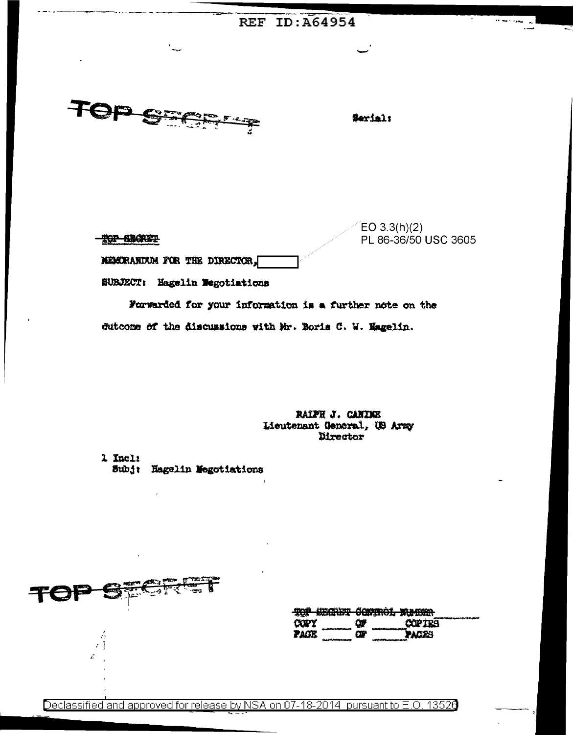REF ID:A64954

TOP SECRET

Serial:

EO 3.3(h)(2)
PL 86-36/50 USC 3605

~~TOP SECRET~~

MEMORANDUM FOR THE DIRECTOR, [redacted]

SUBJECT: Hagelin Negotiations

Forwarded for your information is a further note on the outcome of the discussions with Mr. Boris C. W. Hagelin.

RALPH J. CANINE
Lieutenant General, US Army
Director

1 Incl:
Subj: Hagelin Negotiations

TOP SECRET

~~TOP SECRET CONTROL NUMBER~~
COPY ____ OF ____ COPIES
PAGE ____ OF ____ PAGES

Declassified and approved for release by NSA on 07-18-2014 pursuant to E.O. 13526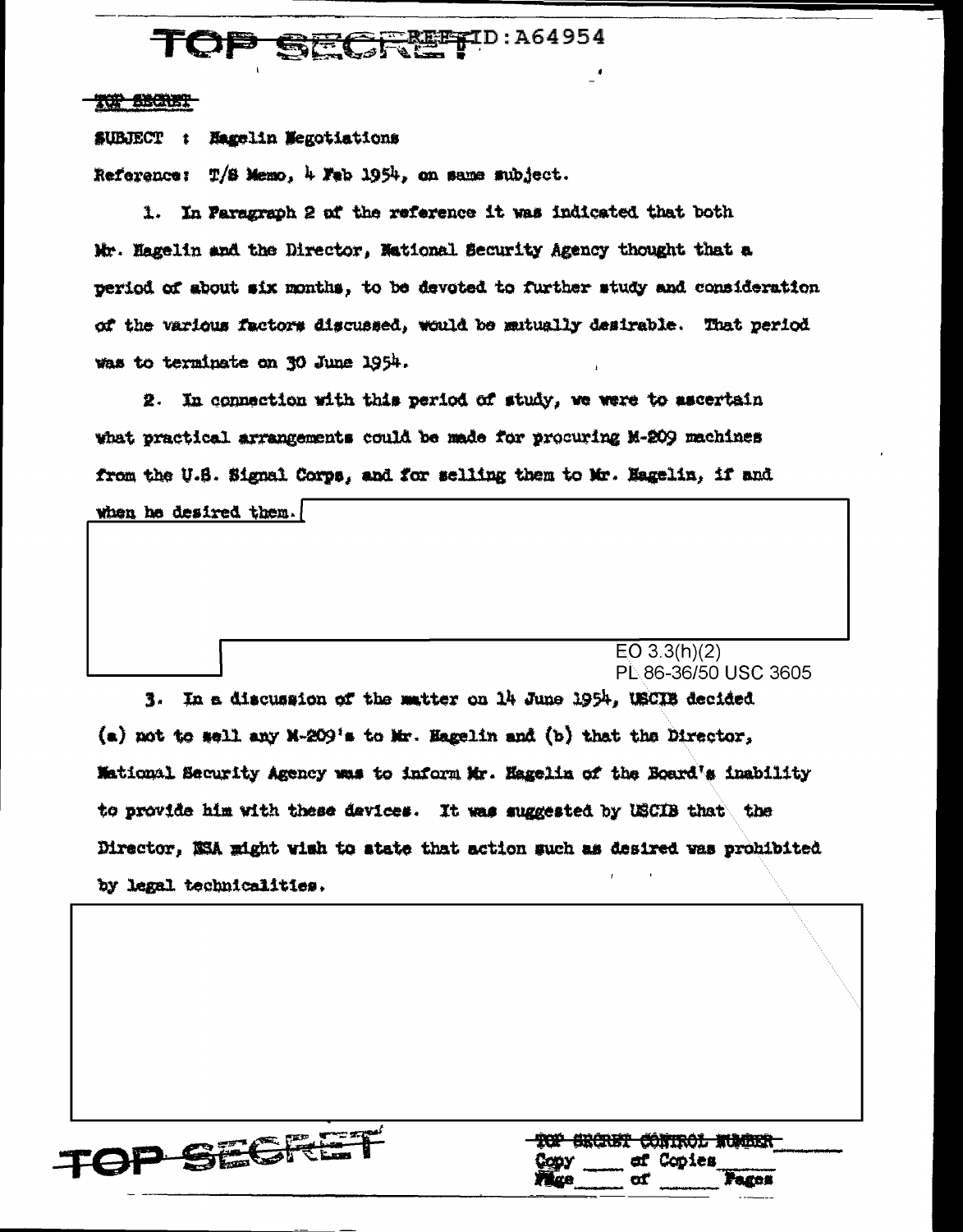TOP SECRET

SUBJECT : Hagelin Negotiations

Reference: T/S Memo, 4 Feb 1954, on same subject.

1. In Paragraph 2 of the reference it was indicated that both Mr. Hagelin and the Director, National Security Agency thought that a period of about six months, to be devoted to further study and consideration of the various factors discussed, would be mutually desirable. That period was to terminate on 30 June 1954.

2. In connection with this period of study, we were to ascertain what practical arrangements could be made for procuring M-209 machines from the U.S. Signal Corps, and for selling them to Mr. Hagelin, if and when he desired them.

EO 3.3(h)(2)
PL 86-36/50 USC 3605

3. In a discussion of the matter on 14 June 1954, USCIB decided (a) not to sell any M-209's to Mr. Hagelin and (b) that the Director, National Security Agency was to inform Mr. Hagelin of the Board's inability to provide him with these devices. It was suggested by USCIB that the Director, NSA might wish to state that action such as desired was prohibited by legal technicalities.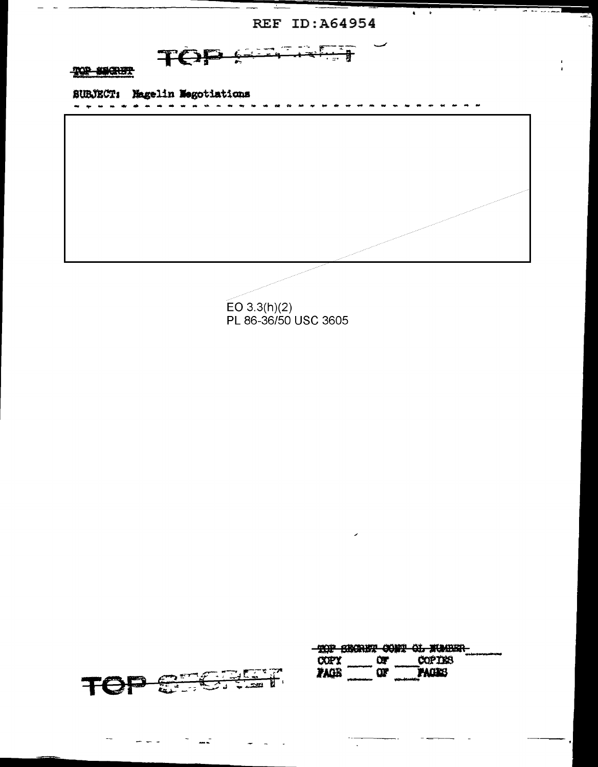REF ID:A64954

TOP SECRET

TOP SECRET

SUBJECT: Hagelin Negotiations

EO 3.3(h)(2)
PL 86-36/50 USC 3605

TOP SECRET CONTROL NUMBER

COPY ___ OF ___ COPIES
PAGE ___ OF ___ PAGES

TOP SECRET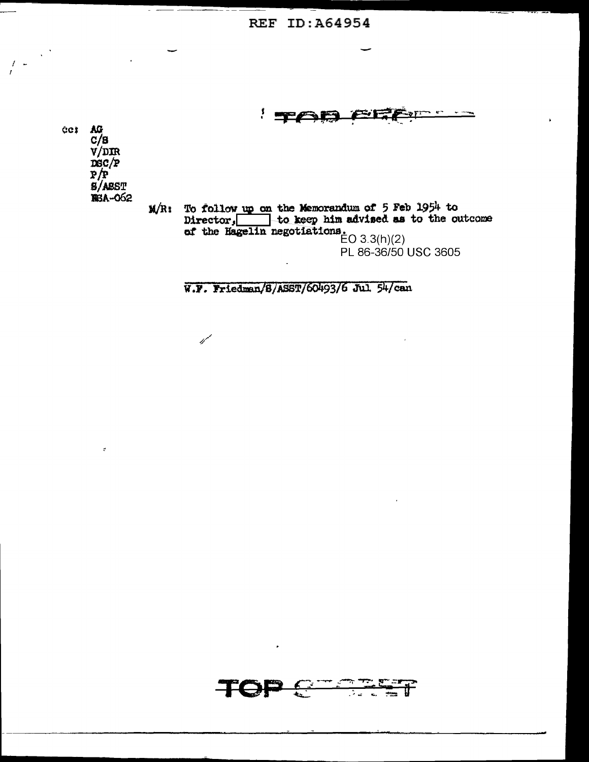REF ID:A64954

TOP SECRET

cc: AG
C/S
V/DIR
DSC/P
P/P
S/ASST
NSA-062

M/R: To follow up on the Memorandum of 5 Feb 1954 to Director, [ ] to keep him advised as to the outcome of the Hagelin negotiations.

EO 3.3(h)(2)
PL 86-36/50 USC 3605

W.F. Friedman/S/ASST/60493/6 Jul 54/can

TOP SECRET